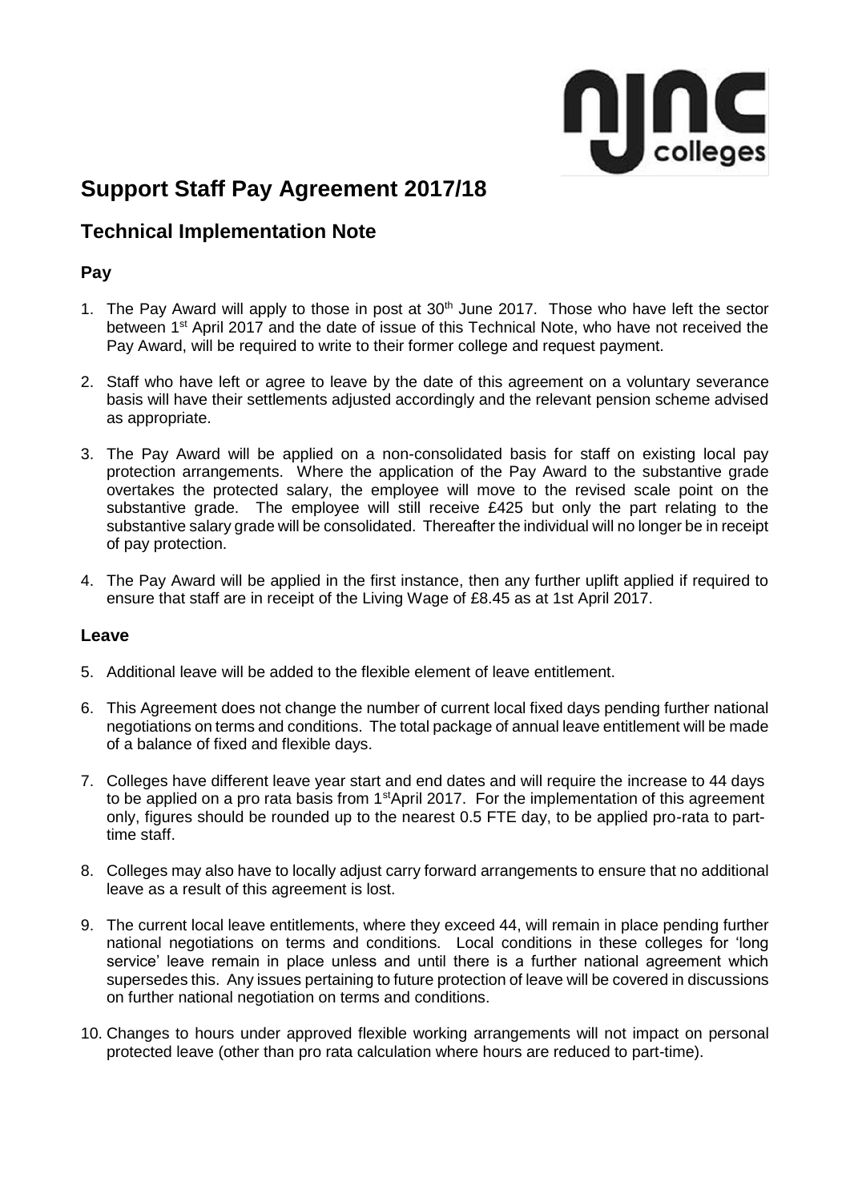# Support Staff Pay Agreement 2017/18

## Technical Implementation Note

### Pay

1. The Pay Award will apply to those in post at 30th June 2017. Those who have left the sector between 1st April 2017 and the date of issue of this Technical Note, who have not received the Pay Award, will be required to write to their former college and request payment.

2. Staff who have left or agree to leave by the date of this agreement on a voluntary severance basis will have their settlements adjusted accordingly and the relevant pension scheme advised as appropriate.

3. The Pay Award will be applied on a non-consolidated basis for staff on existing local pay protection arrangements. Where the application of the Pay Award to the substantive grade overtakes the protected salary, the employee will move to the revised scale point on the substantive grade. The employee will still receive £425 but only the part relating to the substantive salary grade will be consolidated. Thereafter the individual will no longer be in receipt of pay protection.

4. The Pay Award will be applied in the first instance, then any further uplift applied if required to ensure that staff are in receipt of the Living Wage of £8.45 as at 1st April 2017.

### Leave

5. Additional leave will be added to the flexible element of leave entitlement.

6. This Agreement does not change the number of current local fixed days pending further national negotiations on terms and conditions. The total package of annual leave entitlement will be made of a balance of fixed and flexible days.

7. Colleges have different leave year start and end dates and will require the increase to 44 days to be applied on a pro rata basis from 1st April 2017. For the implementation of this agreement only, figures should be rounded up to the nearest 0.5 FTE day, to be applied pro-rata to part-time staff.

8. Colleges may also have to locally adjust carry forward arrangements to ensure that no additional leave as a result of this agreement is lost.

9. The current local leave entitlements, where they exceed 44, will remain in place pending further national negotiations on terms and conditions. Local conditions in these colleges for 'long service' leave remain in place unless and until there is a further national agreement which supersedes this. Any issues pertaining to future protection of leave will be covered in discussions on further national negotiation on terms and conditions.

10. Changes to hours under approved flexible working arrangements will not impact on personal protected leave (other than pro rata calculation where hours are reduced to part-time).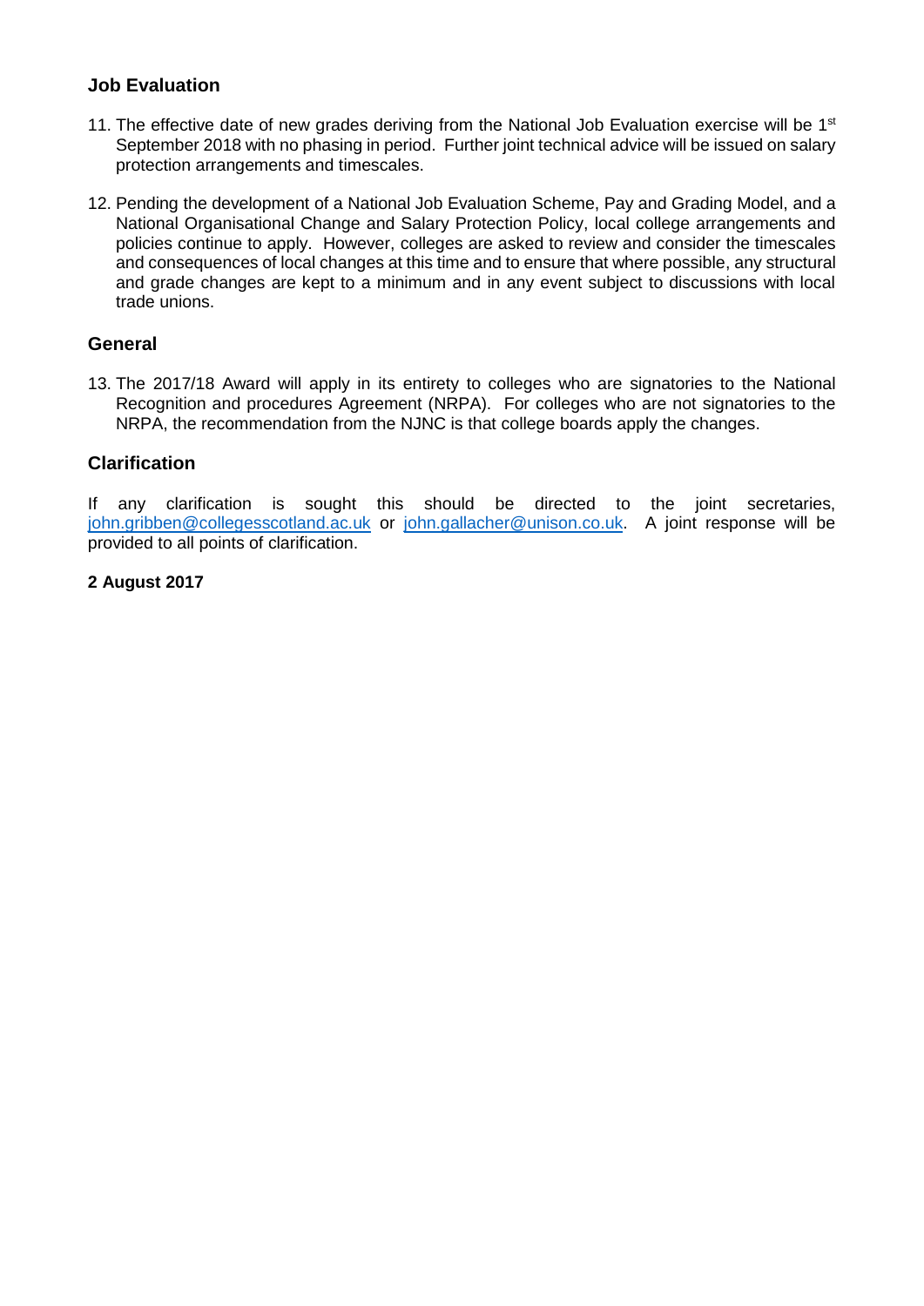## Job Evaluation

11. The effective date of new grades deriving from the National Job Evaluation exercise will be 1st September 2018 with no phasing in period. Further joint technical advice will be issued on salary protection arrangements and timescales.

12. Pending the development of a National Job Evaluation Scheme, Pay and Grading Model, and a National Organisational Change and Salary Protection Policy, local college arrangements and policies continue to apply. However, colleges are asked to review and consider the timescales and consequences of local changes at this time and to ensure that where possible, any structural and grade changes are kept to a minimum and in any event subject to discussions with local trade unions.

## General

13. The 2017/18 Award will apply in its entirety to colleges who are signatories to the National Recognition and procedures Agreement (NRPA). For colleges who are not signatories to the NRPA, the recommendation from the NJNC is that college boards apply the changes.

## Clarification

If any clarification is sought this should be directed to the joint secretaries, john.gribben@collegesscotland.ac.uk or john.gallacher@unison.co.uk. A joint response will be provided to all points of clarification.

**2 August 2017**